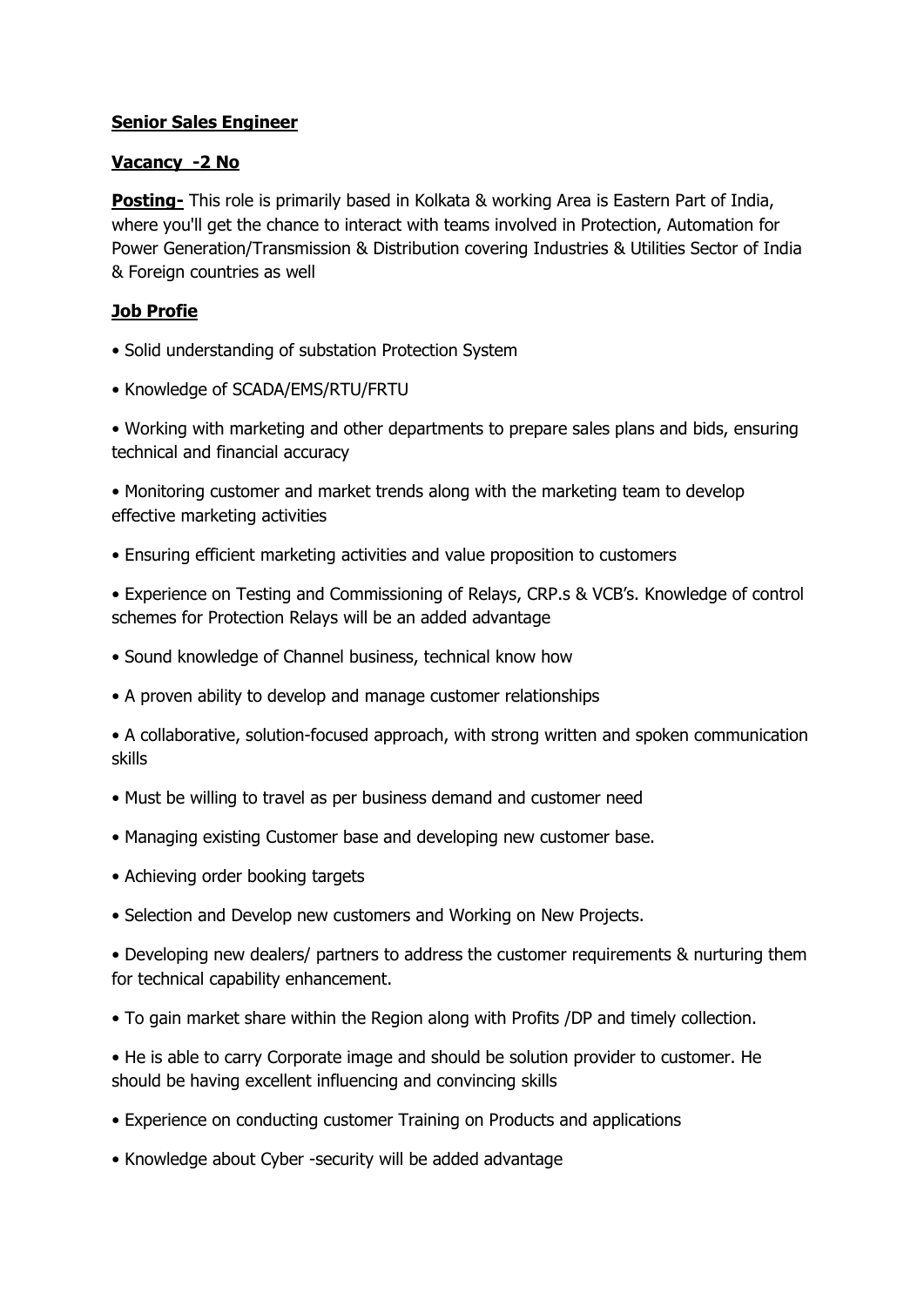**Senior Sales Engineer**

**Vacancy -2 No**

**Posting-** This role is primarily based in Kolkata & working Area is Eastern Part of India, where you'll get the chance to interact with teams involved in Protection, Automation for Power Generation/Transmission & Distribution covering Industries & Utilities Sector of India & Foreign countries as well

**Job Profie**

- Solid understanding of substation Protection System
- Knowledge of SCADA/EMS/RTU/FRTU
- Working with marketing and other departments to prepare sales plans and bids, ensuring technical and financial accuracy
- Monitoring customer and market trends along with the marketing team to develop effective marketing activities
- Ensuring efficient marketing activities and value proposition to customers
- Experience on Testing and Commissioning of Relays, CRP.s & VCB's. Knowledge of control schemes for Protection Relays will be an added advantage
- Sound knowledge of Channel business, technical know how
- A proven ability to develop and manage customer relationships
- A collaborative, solution-focused approach, with strong written and spoken communication skills
- Must be willing to travel as per business demand and customer need
- Managing existing Customer base and developing new customer base.
- Achieving order booking targets
- Selection and Develop new customers and Working on New Projects.
- Developing new dealers/ partners to address the customer requirements & nurturing them for technical capability enhancement.
- To gain market share within the Region along with Profits /DP and timely collection.
- He is able to carry Corporate image and should be solution provider to customer. He should be having excellent influencing and convincing skills
- Experience on conducting customer Training on Products and applications
- Knowledge about Cyber -security will be added advantage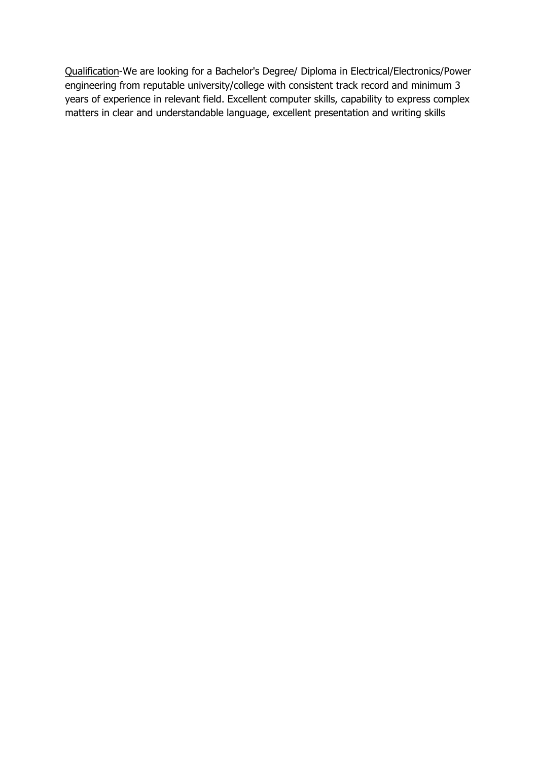<u>Qualification</u>-We are looking for a Bachelor's Degree/ Diploma in Electrical/Electronics/Power engineering from reputable university/college with consistent track record and minimum 3 years of experience in relevant field. Excellent computer skills, capability to express complex matters in clear and understandable language, excellent presentation and writing skills